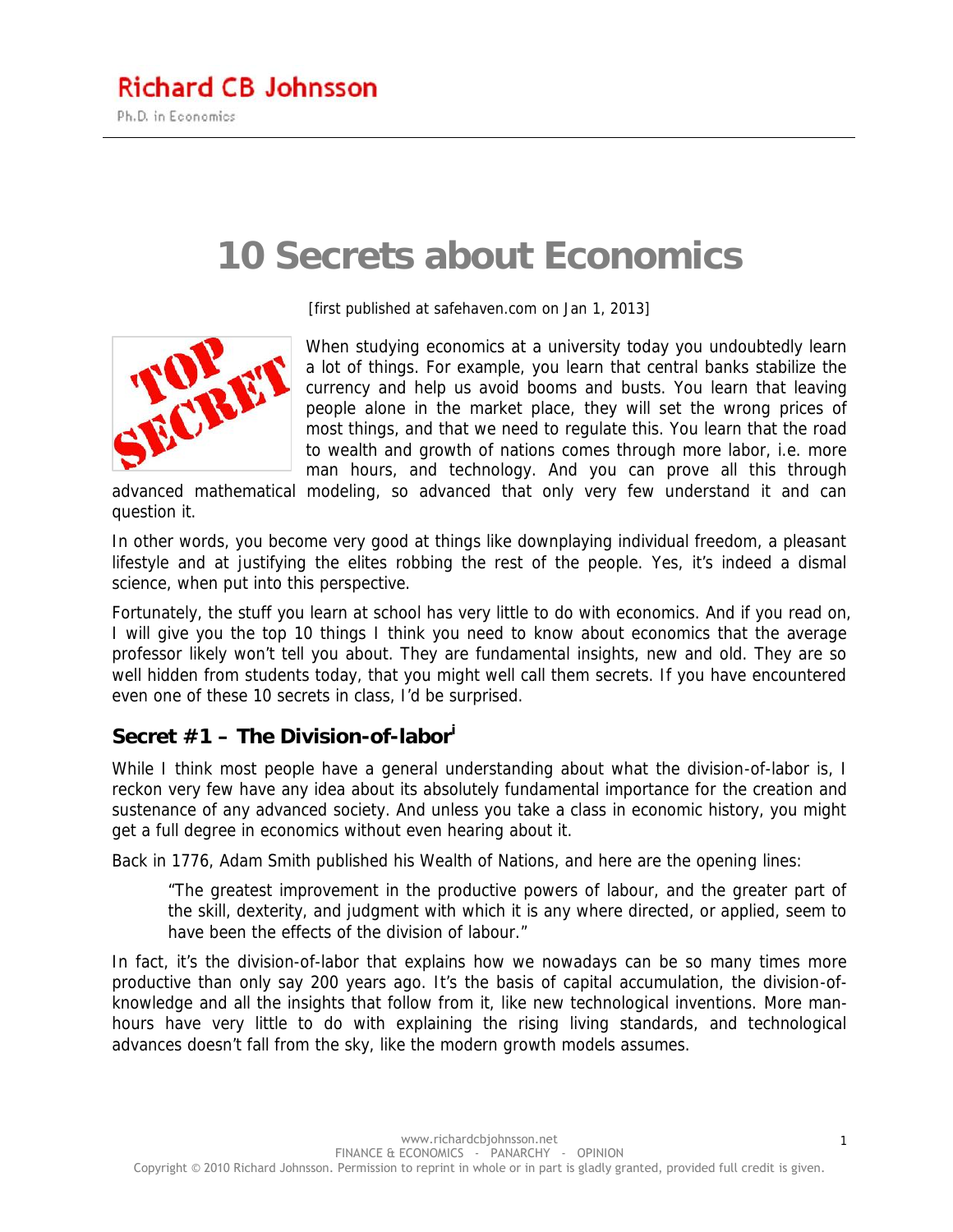Richard CB Johnsson

Ph.D. in Economics

# 10 Secrets about Economics

[first published at safehaven.com on Jan 1, 2013]

When studying economics at a university today you undoubtedly learn a lot of things. For example, you learn that central banks stabilize the currency and help us avoid booms and busts. You learn that leaving people alone in the market place, they will set the wrong prices of most things, and that we need to regulate this. You learn that the road to wealth and growth of nations comes through more labor, i.e. more man hours, and technology. And you can prove all this through advanced mathematical modeling, so advanced that only very few understand it and can question it.

In other words, you become very good at things like downplaying individual freedom, a pleasant lifestyle and at justifying the elites robbing the rest of the people. Yes, it's indeed a dismal science, when put into this perspective.

Fortunately, the stuff you learn at school has very little to do with economics. And if you read on, I will give you the top 10 things I think you need to know about economics that the average professor likely won't tell you about. They are fundamental insights, new and old. They are so well hidden from students today, that you might well call them secrets. If you have encountered even one of these 10 secrets in class, I'd be surprised.

## Secret #1 – The Division-of-labor[i]

While I think most people have a general understanding about what the division-of-labor is, I reckon very few have any idea about its absolutely fundamental importance for the creation and sustenance of any advanced society. And unless you take a class in economic history, you might get a full degree in economics without even hearing about it.

Back in 1776, Adam Smith published his Wealth of Nations, and here are the opening lines:

> "The greatest improvement in the productive powers of labour, and the greater part of the skill, dexterity, and judgment with which it is any where directed, or applied, seem to have been the effects of the division of labour."

In fact, it's the division-of-labor that explains how we nowadays can be so many times more productive than only say 200 years ago. It's the basis of capital accumulation, the division-of-knowledge and all the insights that follow from it, like new technological inventions. More man-hours have very little to do with explaining the rising living standards, and technological advances doesn't fall from the sky, like the modern growth models assumes.

www.richardcbjohnsson.net

FINANCE & ECONOMICS - PANARCHY - OPINION

Copyright © 2010 Richard Johnsson. Permission to reprint in whole or in part is gladly granted, provided full credit is given.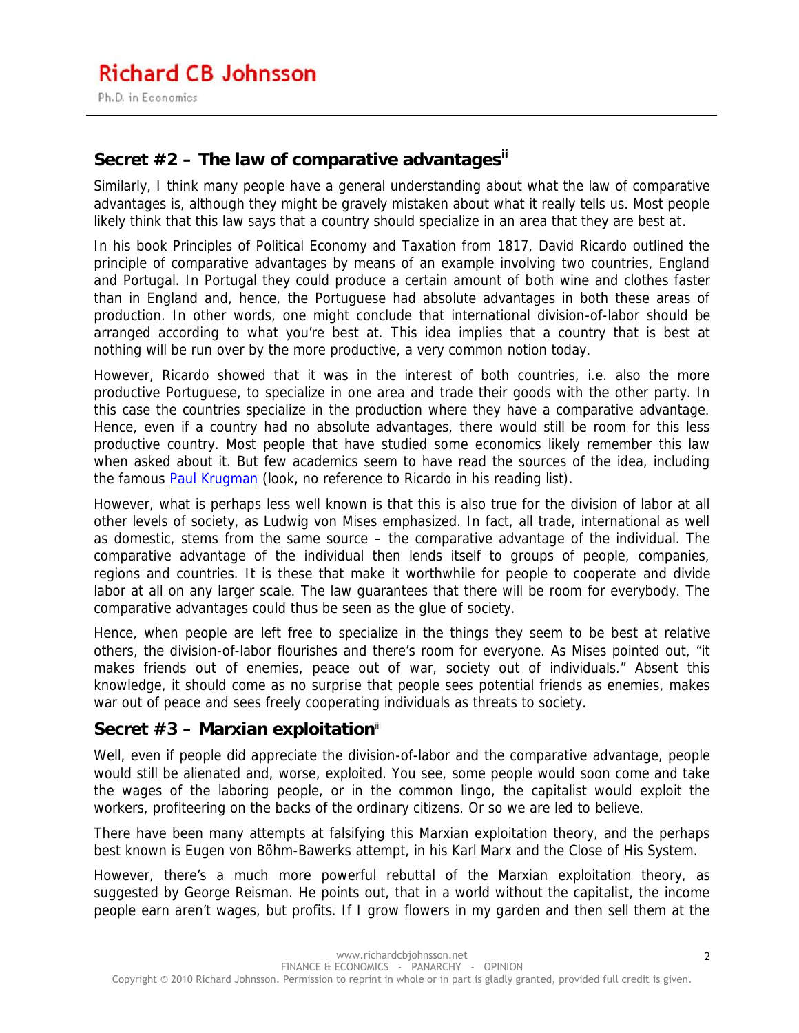## Secret #2 – The law of comparative advantages[ii]

Similarly, I think many people have a general understanding about what the law of comparative advantages is, although they might be gravely mistaken about what it really tells us. Most people likely think that this law says that a country should specialize in an area that they are best at.

In his book Principles of Political Economy and Taxation from 1817, David Ricardo outlined the principle of comparative advantages by means of an example involving two countries, England and Portugal. In Portugal they could produce a certain amount of both wine and clothes faster than in England and, hence, the Portuguese had absolute advantages in both these areas of production. In other words, one might conclude that international division-of-labor should be arranged according to what you're best at. This idea implies that a country that is best at nothing will be run over by the more productive, a very common notion today.

However, Ricardo showed that it was in the interest of both countries, i.e. also the more productive Portuguese, to specialize in one area and trade their goods with the other party. In this case the countries specialize in the production where they have a comparative advantage. Hence, even if a country had no absolute advantages, there would still be room for this less productive country. Most people that have studied some economics likely remember this law when asked about it. But few academics seem to have read the sources of the idea, including the famous Paul Krugman (look, no reference to Ricardo in his reading list).

However, what is perhaps less well known is that this is also true for the division of labor at all other levels of society, as Ludwig von Mises emphasized. In fact, all trade, international as well as domestic, stems from the same source – the comparative advantage of the individual. The comparative advantage of the individual then lends itself to groups of people, companies, regions and countries. It is these that make it worthwhile for people to cooperate and divide labor at all on any larger scale. The law guarantees that there will be room for everybody. The comparative advantages could thus be seen as the glue of society.

Hence, when people are left free to specialize in the things they seem to be best at relative others, the division-of-labor flourishes and there's room for everyone. As Mises pointed out, "it makes friends out of enemies, peace out of war, society out of individuals." Absent this knowledge, it should come as no surprise that people sees potential friends as enemies, makes war out of peace and sees freely cooperating individuals as threats to society.

## Secret #3 – Marxian exploitation[iii]

Well, even if people did appreciate the division-of-labor and the comparative advantage, people would still be alienated and, worse, exploited. You see, some people would soon come and take the wages of the laboring people, or in the common lingo, the capitalist would exploit the workers, profiteering on the backs of the ordinary citizens. Or so we are led to believe.

There have been many attempts at falsifying this Marxian exploitation theory, and the perhaps best known is Eugen von Böhm-Bawerks attempt, in his Karl Marx and the Close of His System.

However, there's a much more powerful rebuttal of the Marxian exploitation theory, as suggested by George Reisman. He points out, that in a world without the capitalist, the income people earn aren't wages, but profits. If I grow flowers in my garden and then sell them at the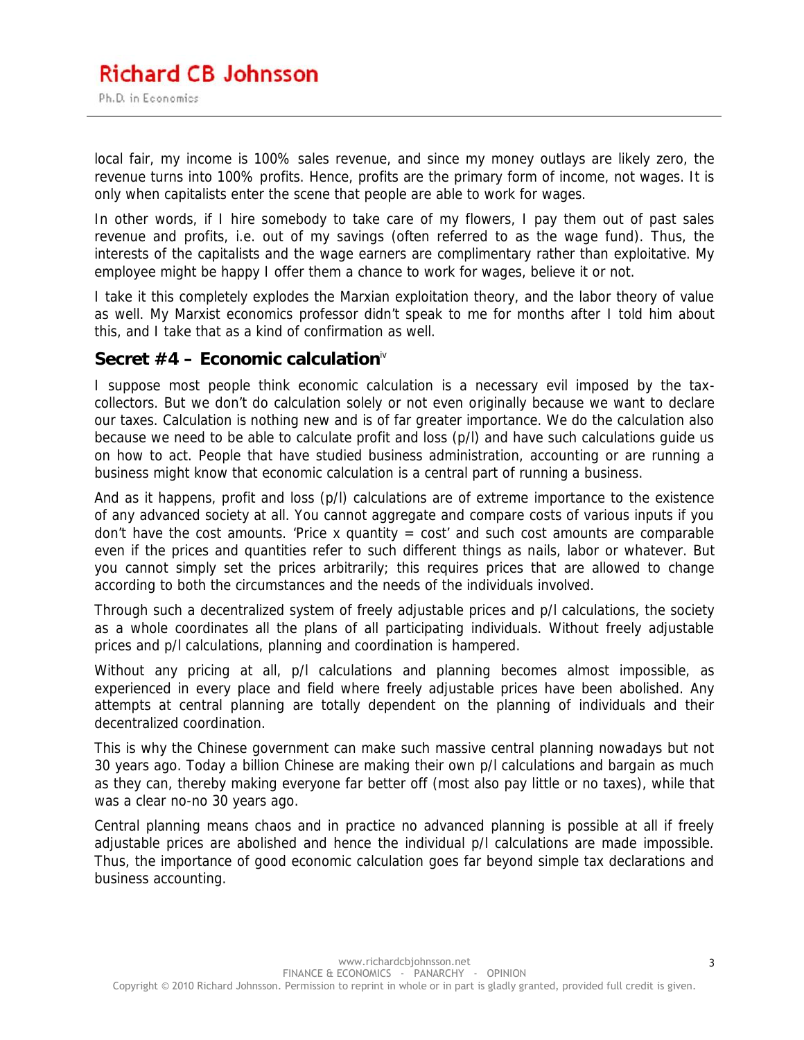local fair, my income is 100% sales revenue, and since my money outlays are likely zero, the revenue turns into 100% profits. Hence, profits are the primary form of income, not wages. It is only when capitalists enter the scene that people are able to work for wages.

In other words, if I hire somebody to take care of my flowers, I pay them out of past sales revenue and profits, i.e. out of my savings (often referred to as the wage fund). Thus, the interests of the capitalists and the wage earners are complimentary rather than exploitative. My employee might be happy I offer them a chance to work for wages, believe it or not.

I take it this completely explodes the Marxian exploitation theory, and the labor theory of value as well. My Marxist economics professor didn't speak to me for months after I told him about this, and I take that as a kind of confirmation as well.

## Secret #4 – Economic calculation[iv]

I suppose most people think economic calculation is a necessary evil imposed by the tax-collectors. But we don't do calculation solely or not even originally because we want to declare our taxes. Calculation is nothing new and is of far greater importance. We do the calculation also because we need to be able to calculate profit and loss (p/l) and have such calculations guide us on how to act. People that have studied business administration, accounting or are running a business might know that economic calculation is a central part of running a business.

And as it happens, profit and loss (p/l) calculations are of extreme importance to the existence of any advanced society at all. You cannot aggregate and compare costs of various inputs if you don't have the cost amounts. 'Price x quantity = cost' and such cost amounts are comparable even if the prices and quantities refer to such different things as nails, labor or whatever. But you cannot simply set the prices arbitrarily; this requires prices that are allowed to change according to both the circumstances and the needs of the individuals involved.

Through such a decentralized system of freely adjustable prices and p/l calculations, the society as a whole coordinates all the plans of all participating individuals. Without freely adjustable prices and p/l calculations, planning and coordination is hampered.

Without any pricing at all, p/l calculations and planning becomes almost impossible, as experienced in every place and field where freely adjustable prices have been abolished. Any attempts at central planning are totally dependent on the planning of individuals and their decentralized coordination.

This is why the Chinese government can make such massive central planning nowadays but not 30 years ago. Today a billion Chinese are making their own p/l calculations and bargain as much as they can, thereby making everyone far better off (most also pay little or no taxes), while that was a clear no-no 30 years ago.

Central planning means chaos and in practice no advanced planning is possible at all if freely adjustable prices are abolished and hence the individual p/l calculations are made impossible. Thus, the importance of good economic calculation goes far beyond simple tax declarations and business accounting.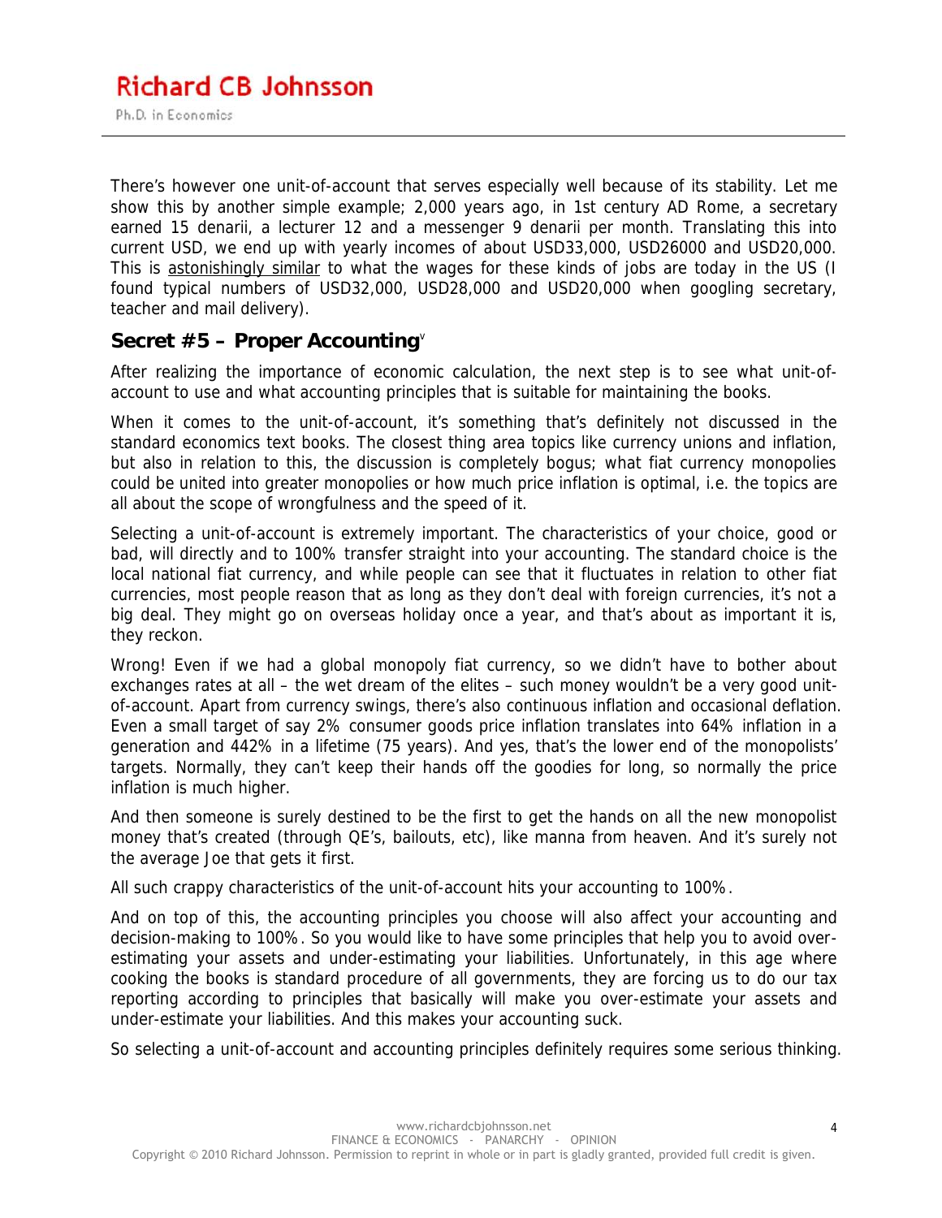There's however one unit-of-account that serves especially well because of its stability. Let me show this by another simple example; 2,000 years ago, in 1st century AD Rome, a secretary earned 15 denarii, a lecturer 12 and a messenger 9 denarii per month. Translating this into current USD, we end up with yearly incomes of about USD33,000, USD26000 and USD20,000. This is astonishingly similar to what the wages for these kinds of jobs are today in the US (I found typical numbers of USD32,000, USD28,000 and USD20,000 when googling secretary, teacher and mail delivery).

## Secret #5 – Proper Accounting[v]

After realizing the importance of economic calculation, the next step is to see what unit-of-account to use and what accounting principles that is suitable for maintaining the books.

When it comes to the unit-of-account, it's something that's definitely not discussed in the standard economics text books. The closest thing area topics like currency unions and inflation, but also in relation to this, the discussion is completely bogus; what fiat currency monopolies could be united into greater monopolies or how much price inflation is optimal, i.e. the topics are all about the scope of wrongfulness and the speed of it.

Selecting a unit-of-account is extremely important. The characteristics of your choice, good or bad, will directly and to 100% transfer straight into your accounting. The standard choice is the local national fiat currency, and while people can see that it fluctuates in relation to other fiat currencies, most people reason that as long as they don't deal with foreign currencies, it's not a big deal. They might go on overseas holiday once a year, and that's about as important it is, they reckon.

Wrong! Even if we had a global monopoly fiat currency, so we didn't have to bother about exchanges rates at all – the wet dream of the elites – such money wouldn't be a very good unit-of-account. Apart from currency swings, there's also continuous inflation and occasional deflation. Even a small target of say 2% consumer goods price inflation translates into 64% inflation in a generation and 442% in a lifetime (75 years). And yes, that's the lower end of the monopolists' targets. Normally, they can't keep their hands off the goodies for long, so normally the price inflation is much higher.

And then someone is surely destined to be the first to get the hands on all the new monopolist money that's created (through QE's, bailouts, etc), like manna from heaven. And it's surely not the average Joe that gets it first.

All such crappy characteristics of the unit-of-account hits your accounting to 100%.

And on top of this, the accounting principles you choose will also affect your accounting and decision-making to 100%. So you would like to have some principles that help you to avoid over-estimating your assets and under-estimating your liabilities. Unfortunately, in this age where cooking the books is standard procedure of all governments, they are forcing us to do our tax reporting according to principles that basically will make you over-estimate your assets and under-estimate your liabilities. And this makes your accounting suck.

So selecting a unit-of-account and accounting principles definitely requires some serious thinking.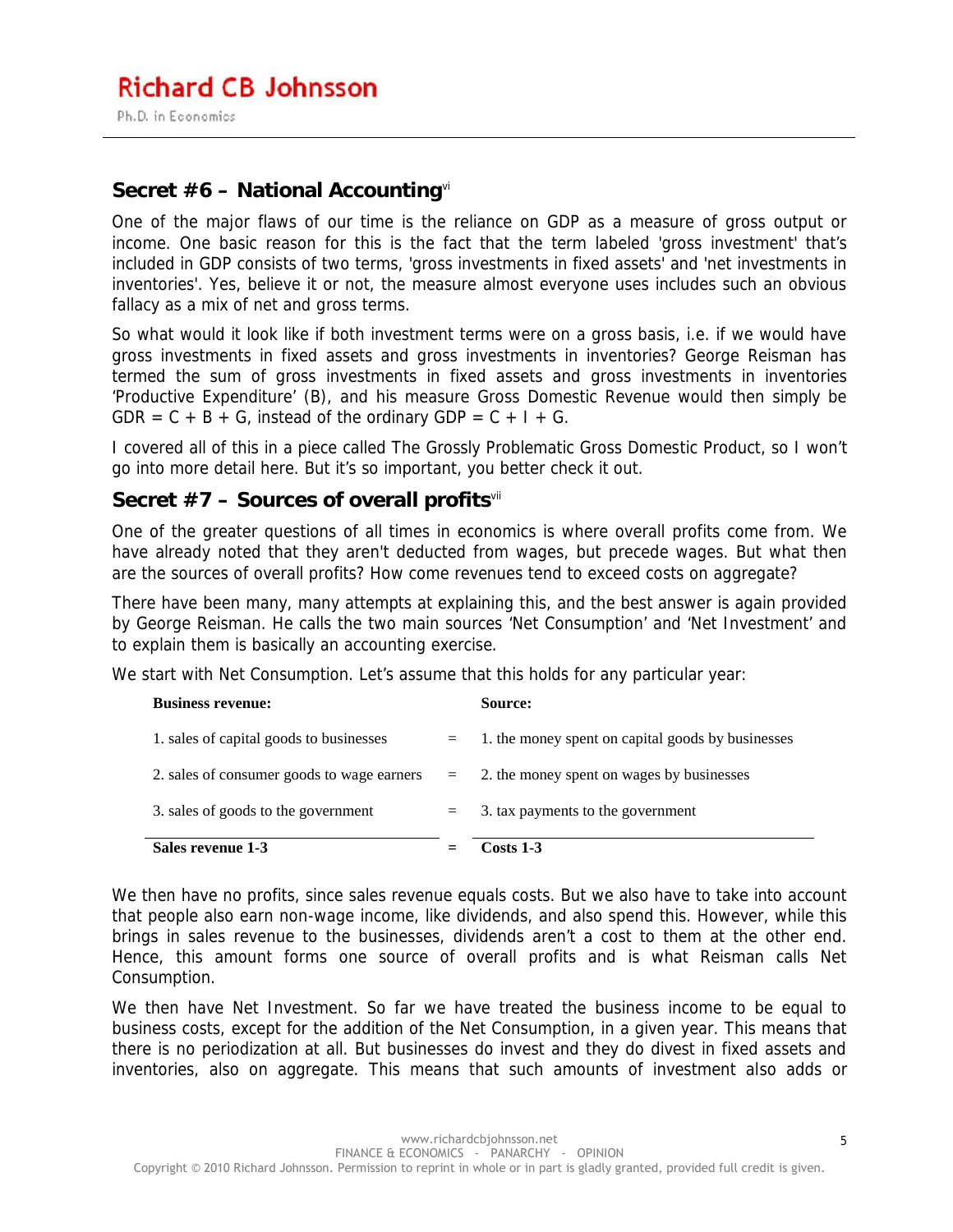## Secret #6 – National Accounting[vi]

One of the major flaws of our time is the reliance on GDP as a measure of gross output or income. One basic reason for this is the fact that the term labeled 'gross investment' that's included in GDP consists of two terms, 'gross investments in fixed assets' and 'net investments in inventories'. Yes, believe it or not, the measure almost everyone uses includes such an obvious fallacy as a mix of net and gross terms.

So what would it look like if both investment terms were on a gross basis, i.e. if we would have gross investments in fixed assets and gross investments in inventories? George Reisman has termed the sum of gross investments in fixed assets and gross investments in inventories 'Productive Expenditure' (B), and his measure Gross Domestic Revenue would then simply be GDR = C + B + G, instead of the ordinary GDP = C + I + G.

I covered all of this in a piece called The Grossly Problematic Gross Domestic Product, so I won't go into more detail here. But it's so important, you better check it out.

## Secret #7 – Sources of overall profits[vii]

One of the greater questions of all times in economics is where overall profits come from. We have already noted that they aren't deducted from wages, but precede wages. But what then are the sources of overall profits? How come revenues tend to exceed costs on aggregate?

There have been many, many attempts at explaining this, and the best answer is again provided by George Reisman. He calls the two main sources 'Net Consumption' and 'Net Investment' and to explain them is basically an accounting exercise.

We start with Net Consumption. Let's assume that this holds for any particular year:

| **Business revenue:** | | **Source:** |
|---|---|---|
| 1. sales of capital goods to businesses | = | 1. the money spent on capital goods by businesses |
| 2. sales of consumer goods to wage earners | = | 2. the money spent on wages by businesses |
| 3. sales of goods to the government | = | 3. tax payments to the government |
| **Sales revenue 1-3** | **=** | **Costs 1-3** |

We then have no profits, since sales revenue equals costs. But we also have to take into account that people also earn non-wage income, like dividends, and also spend this. However, while this brings in sales revenue to the businesses, dividends aren't a cost to them at the other end. Hence, this amount forms one source of overall profits and is what Reisman calls Net Consumption.

We then have Net Investment. So far we have treated the business income to be equal to business costs, except for the addition of the Net Consumption, in a given year. This means that there is no periodization at all. But businesses do invest and they do divest in fixed assets and inventories, also on aggregate. This means that such amounts of investment also adds or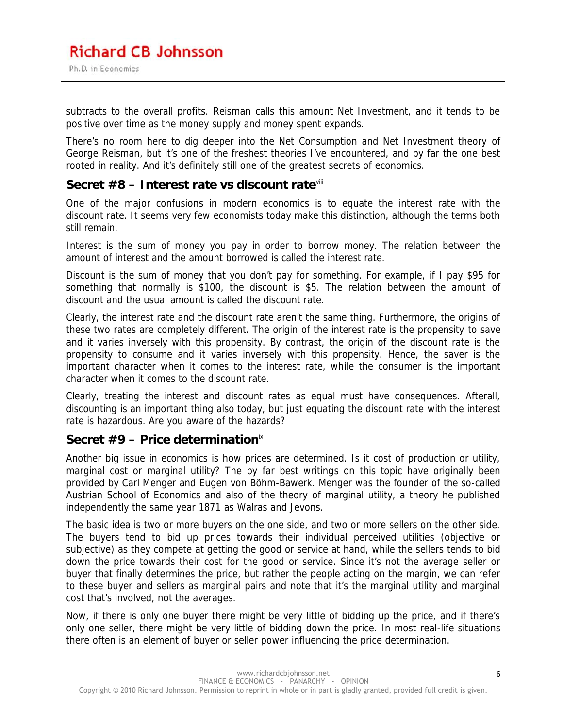subtracts to the overall profits. Reisman calls this amount Net Investment, and it tends to be positive over time as the money supply and money spent expands.

There's no room here to dig deeper into the Net Consumption and Net Investment theory of George Reisman, but it's one of the freshest theories I've encountered, and by far the one best rooted in reality. And it's definitely still one of the greatest secrets of economics.

## Secret #8 – Interest rate vs discount rate[viii]

One of the major confusions in modern economics is to equate the interest rate with the discount rate. It seems very few economists today make this distinction, although the terms both still remain.

Interest is the sum of money you pay in order to borrow money. The relation between the amount of interest and the amount borrowed is called the interest rate.

Discount is the sum of money that you don't pay for something. For example, if I pay $95 for something that normally is $100, the discount is $5. The relation between the amount of discount and the usual amount is called the discount rate.

Clearly, the interest rate and the discount rate aren't the same thing. Furthermore, the origins of these two rates are completely different. The origin of the interest rate is the propensity to save and it varies inversely with this propensity. By contrast, the origin of the discount rate is the propensity to consume and it varies inversely with this propensity. Hence, the saver is the important character when it comes to the interest rate, while the consumer is the important character when it comes to the discount rate.

Clearly, treating the interest and discount rates as equal must have consequences. Afterall, discounting is an important thing also today, but just equating the discount rate with the interest rate is hazardous. Are you aware of the hazards?

## Secret #9 – Price determination[ix]

Another big issue in economics is how prices are determined. Is it cost of production or utility, marginal cost or marginal utility? The by far best writings on this topic have originally been provided by Carl Menger and Eugen von Böhm-Bawerk. Menger was the founder of the so-called Austrian School of Economics and also of the theory of marginal utility, a theory he published independently the same year 1871 as Walras and Jevons.

The basic idea is two or more buyers on the one side, and two or more sellers on the other side. The buyers tend to bid up prices towards their individual perceived utilities (objective or subjective) as they compete at getting the good or service at hand, while the sellers tends to bid down the price towards their cost for the good or service. Since it's not the average seller or buyer that finally determines the price, but rather the people acting on the margin, we can refer to these buyer and sellers as marginal pairs and note that it's the marginal utility and marginal cost that's involved, not the averages.

Now, if there is only one buyer there might be very little of bidding up the price, and if there's only one seller, there might be very little of bidding down the price. In most real-life situations there often is an element of buyer or seller power influencing the price determination.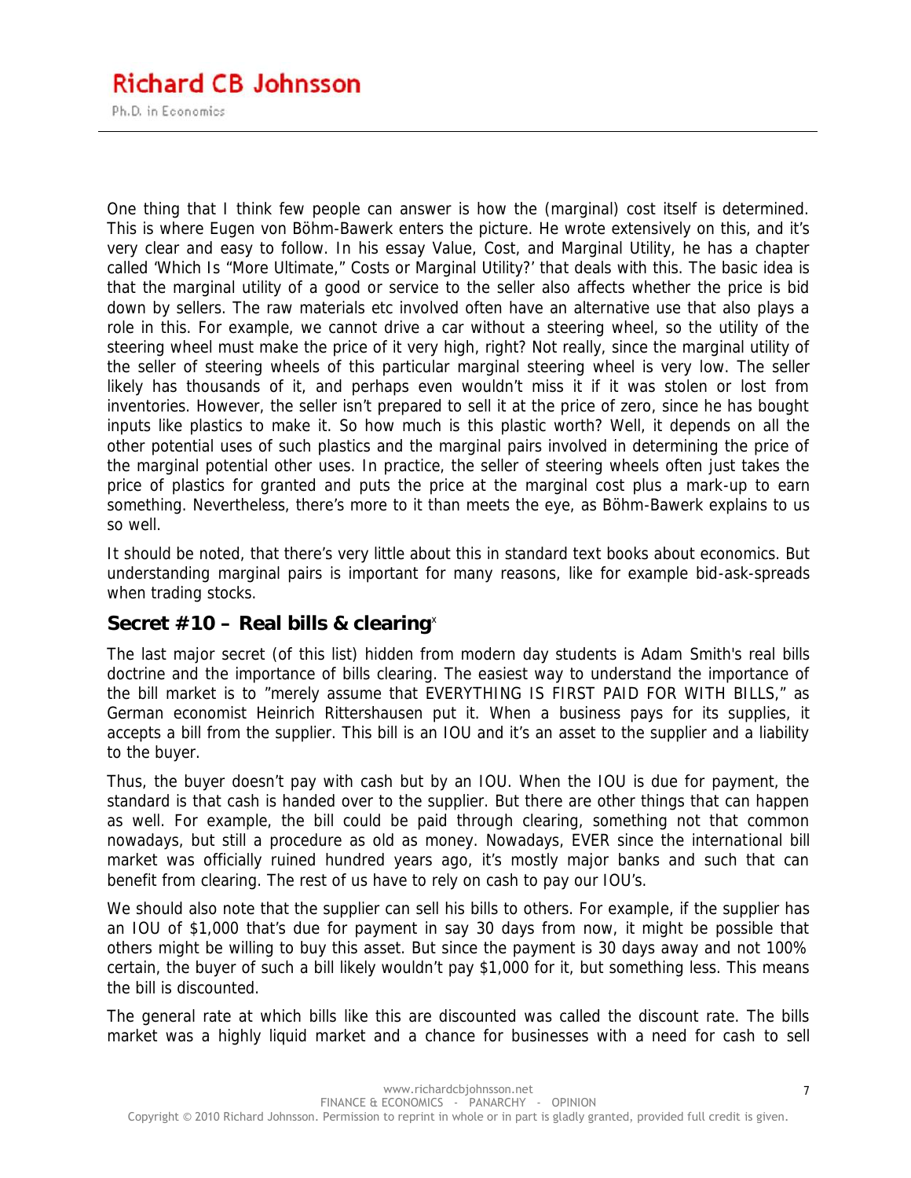One thing that I think few people can answer is how the (marginal) cost itself is determined. This is where Eugen von Böhm-Bawerk enters the picture. He wrote extensively on this, and it's very clear and easy to follow. In his essay Value, Cost, and Marginal Utility, he has a chapter called 'Which Is "More Ultimate," Costs or Marginal Utility?' that deals with this. The basic idea is that the marginal utility of a good or service to the seller also affects whether the price is bid down by sellers. The raw materials etc involved often have an alternative use that also plays a role in this. For example, we cannot drive a car without a steering wheel, so the utility of the steering wheel must make the price of it very high, right? Not really, since the marginal utility of the seller of steering wheels of this particular marginal steering wheel is very low. The seller likely has thousands of it, and perhaps even wouldn't miss it if it was stolen or lost from inventories. However, the seller isn't prepared to sell it at the price of zero, since he has bought inputs like plastics to make it. So how much is this plastic worth? Well, it depends on all the other potential uses of such plastics and the marginal pairs involved in determining the price of the marginal potential other uses. In practice, the seller of steering wheels often just takes the price of plastics for granted and puts the price at the marginal cost plus a mark-up to earn something. Nevertheless, there's more to it than meets the eye, as Böhm-Bawerk explains to us so well.

It should be noted, that there's very little about this in standard text books about economics. But understanding marginal pairs is important for many reasons, like for example bid-ask-spreads when trading stocks.

## Secret #10 – Real bills & clearing[x]

The last major secret (of this list) hidden from modern day students is Adam Smith's real bills doctrine and the importance of bills clearing. The easiest way to understand the importance of the bill market is to "merely assume that EVERYTHING IS FIRST PAID FOR WITH BILLS," as German economist Heinrich Rittershausen put it. When a business pays for its supplies, it accepts a bill from the supplier. This bill is an IOU and it's an asset to the supplier and a liability to the buyer.

Thus, the buyer doesn't pay with cash but by an IOU. When the IOU is due for payment, the standard is that cash is handed over to the supplier. But there are other things that can happen as well. For example, the bill could be paid through clearing, something not that common nowadays, but still a procedure as old as money. Nowadays, EVER since the international bill market was officially ruined hundred years ago, it's mostly major banks and such that can benefit from clearing. The rest of us have to rely on cash to pay our IOU's.

We should also note that the supplier can sell his bills to others. For example, if the supplier has an IOU of $1,000 that's due for payment in say 30 days from now, it might be possible that others might be willing to buy this asset. But since the payment is 30 days away and not 100% certain, the buyer of such a bill likely wouldn't pay $1,000 for it, but something less. This means the bill is discounted.

The general rate at which bills like this are discounted was called the discount rate. The bills market was a highly liquid market and a chance for businesses with a need for cash to sell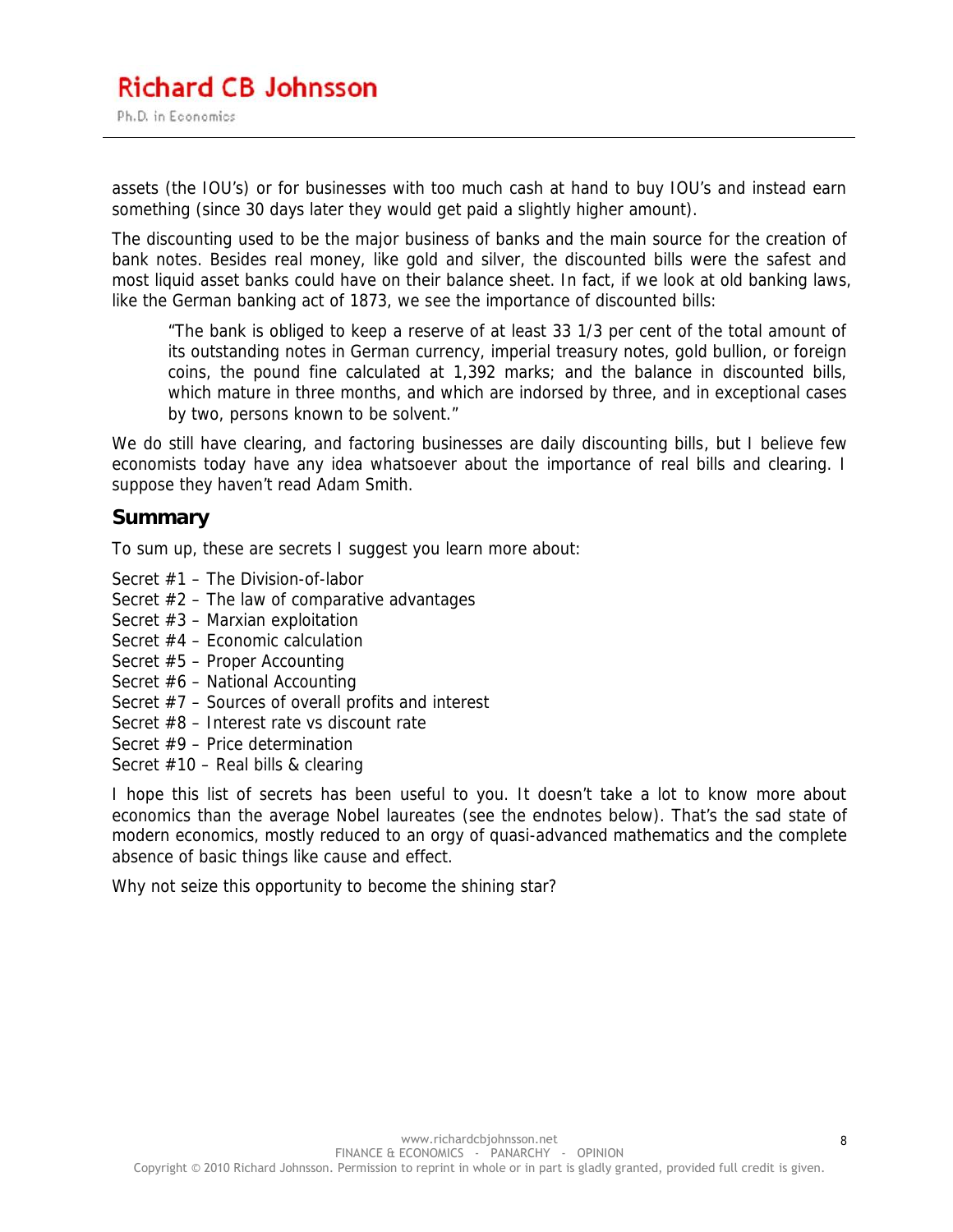assets (the IOU's) or for businesses with too much cash at hand to buy IOU's and instead earn something (since 30 days later they would get paid a slightly higher amount).

The discounting used to be the major business of banks and the main source for the creation of bank notes. Besides real money, like gold and silver, the discounted bills were the safest and most liquid asset banks could have on their balance sheet. In fact, if we look at old banking laws, like the German banking act of 1873, we see the importance of discounted bills:

> "The bank is obliged to keep a reserve of at least 33 1/3 per cent of the total amount of its outstanding notes in German currency, imperial treasury notes, gold bullion, or foreign coins, the pound fine calculated at 1,392 marks; and the balance in discounted bills, which mature in three months, and which are indorsed by three, and in exceptional cases by two, persons known to be solvent."

We do still have clearing, and factoring businesses are daily discounting bills, but I believe few economists today have any idea whatsoever about the importance of real bills and clearing. I suppose they haven't read Adam Smith.

## Summary

To sum up, these are secrets I suggest you learn more about:

Secret #1 – The Division-of-labor
Secret #2 – The law of comparative advantages
Secret #3 – Marxian exploitation
Secret #4 – Economic calculation
Secret #5 – Proper Accounting
Secret #6 – National Accounting
Secret #7 – Sources of overall profits and interest
Secret #8 – Interest rate vs discount rate
Secret #9 – Price determination
Secret #10 – Real bills & clearing

I hope this list of secrets has been useful to you. It doesn't take a lot to know more about economics than the average Nobel laureates (see the endnotes below). That's the sad state of modern economics, mostly reduced to an orgy of quasi-advanced mathematics and the complete absence of basic things like cause and effect.

Why not seize this opportunity to become the shining star?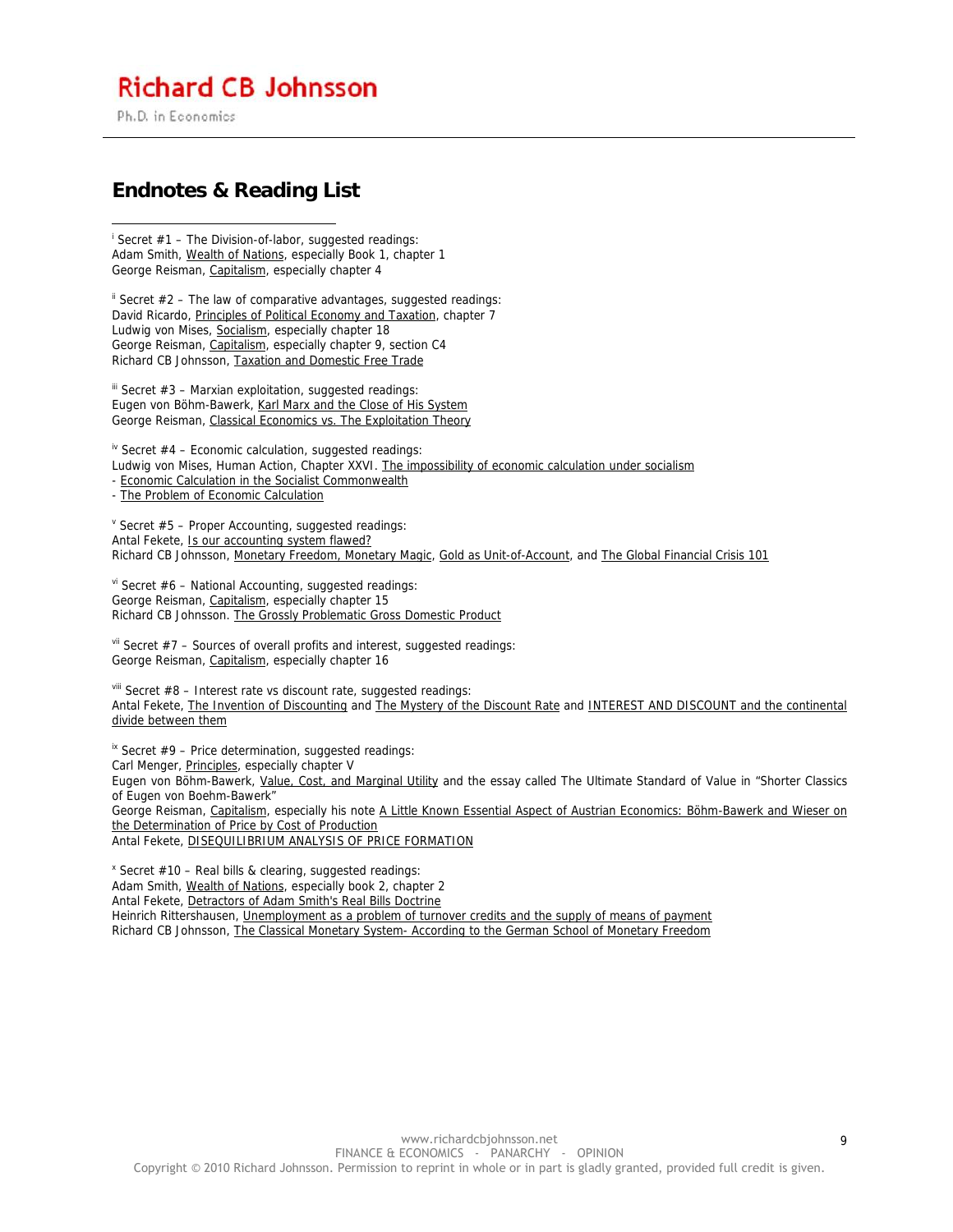# Richard CB Johnsson

Ph.D. in Economics

## Endnotes & Reading List

[i] Secret #1 – The Division-of-labor, suggested readings:
Adam Smith, Wealth of Nations, especially Book 1, chapter 1
George Reisman, Capitalism, especially chapter 4

[ii] Secret #2 – The law of comparative advantages, suggested readings:
David Ricardo, Principles of Political Economy and Taxation, chapter 7
Ludwig von Mises, Socialism, especially chapter 18
George Reisman, Capitalism, especially chapter 9, section C4
Richard CB Johnsson, Taxation and Domestic Free Trade

[iii] Secret #3 – Marxian exploitation, suggested readings:
Eugen von Böhm-Bawerk, Karl Marx and the Close of His System
George Reisman, Classical Economics vs. The Exploitation Theory

[iv] Secret #4 – Economic calculation, suggested readings:
Ludwig von Mises, Human Action, Chapter XXVI. The impossibility of economic calculation under socialism
- Economic Calculation in the Socialist Commonwealth
- The Problem of Economic Calculation

[v] Secret #5 – Proper Accounting, suggested readings:
Antal Fekete, Is our accounting system flawed?
Richard CB Johnsson, Monetary Freedom, Monetary Magic, Gold as Unit-of-Account, and The Global Financial Crisis 101

[vi] Secret #6 – National Accounting, suggested readings:
George Reisman, Capitalism, especially chapter 15
Richard CB Johnsson. The Grossly Problematic Gross Domestic Product

[vii] Secret #7 – Sources of overall profits and interest, suggested readings:
George Reisman, Capitalism, especially chapter 16

[viii] Secret #8 – Interest rate vs discount rate, suggested readings:
Antal Fekete, The Invention of Discounting and The Mystery of the Discount Rate and INTEREST AND DISCOUNT and the continental divide between them

[ix] Secret #9 – Price determination, suggested readings:
Carl Menger, Principles, especially chapter V
Eugen von Böhm-Bawerk, Value, Cost, and Marginal Utility and the essay called The Ultimate Standard of Value in "Shorter Classics of Eugen von Boehm-Bawerk"
George Reisman, Capitalism, especially his note A Little Known Essential Aspect of Austrian Economics: Böhm-Bawerk and Wieser on the Determination of Price by Cost of Production
Antal Fekete, DISEQUILIBRIUM ANALYSIS OF PRICE FORMATION

[x] Secret #10 – Real bills & clearing, suggested readings:
Adam Smith, Wealth of Nations, especially book 2, chapter 2
Antal Fekete, Detractors of Adam Smith's Real Bills Doctrine
Heinrich Rittershausen, Unemployment as a problem of turnover credits and the supply of means of payment
Richard CB Johnsson, The Classical Monetary System- According to the German School of Monetary Freedom

www.richardcbjohnsson.net
FINANCE & ECONOMICS - PANARCHY - OPINION
Copyright © 2010 Richard Johnsson. Permission to reprint in whole or in part is gladly granted, provided full credit is given.